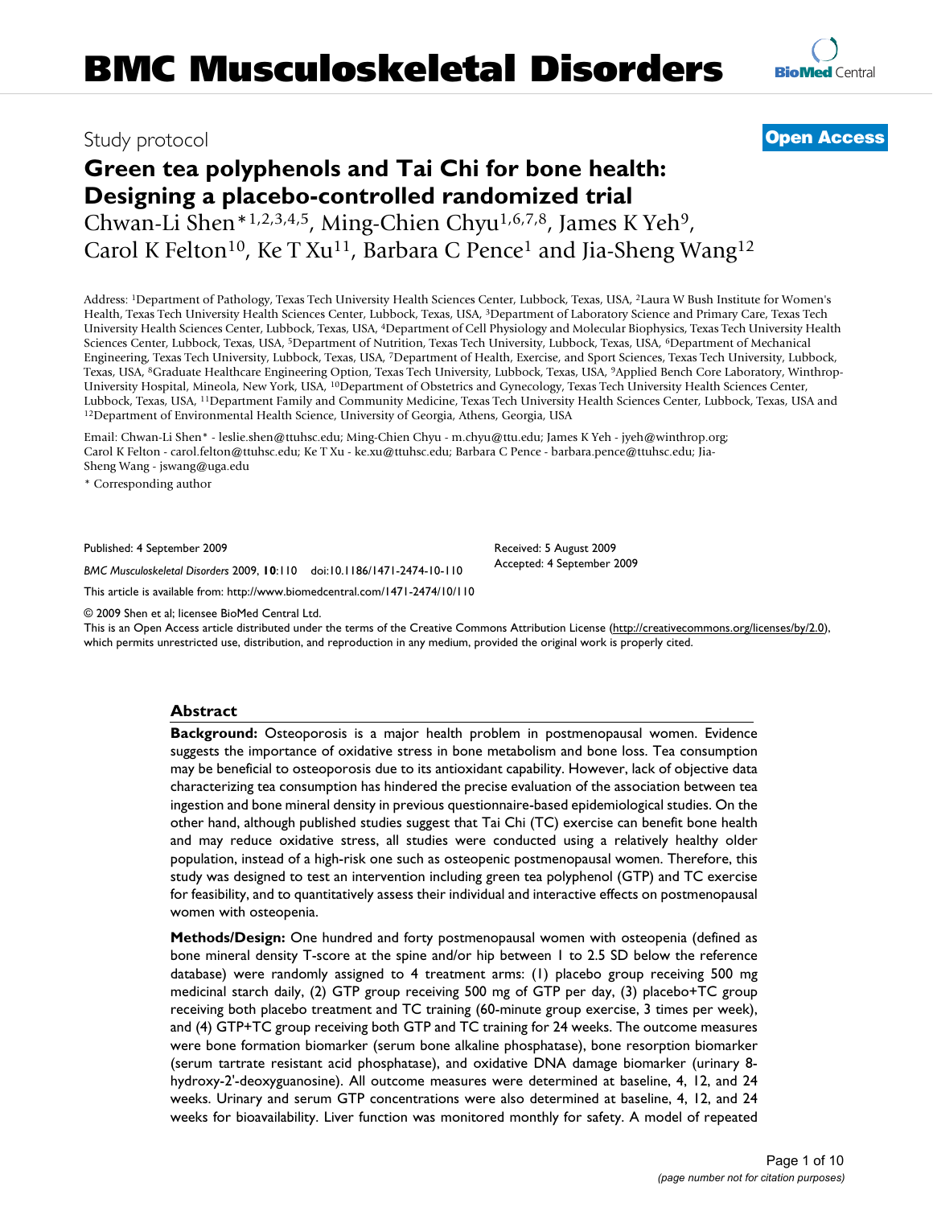# BMC Musculoskeletal Disorders

Study protocol

**Open Access**

# Green tea polyphenols and Tai Chi for bone health: Designing a placebo-controlled randomized trial

Chwan-Li Shen*[1,2,3,4,5], Ming-Chien Chyu[1,6,7,8], James K Yeh[9], Carol K Felton[10], Ke T Xu[11], Barbara C Pence[1] and Jia-Sheng Wang[12]

Address: [1]Department of Pathology, Texas Tech University Health Sciences Center, Lubbock, Texas, USA, [2]Laura W Bush Institute for Women's Health, Texas Tech University Health Sciences Center, Lubbock, Texas, USA, [3]Department of Laboratory Science and Primary Care, Texas Tech University Health Sciences Center, Lubbock, Texas, USA, [4]Department of Cell Physiology and Molecular Biophysics, Texas Tech University Health Sciences Center, Lubbock, Texas, USA, [5]Department of Nutrition, Texas Tech University, Lubbock, Texas, USA, [6]Department of Mechanical Engineering, Texas Tech University, Lubbock, Texas, USA, [7]Department of Health, Exercise, and Sport Sciences, Texas Tech University, Lubbock, Texas, USA, [8]Graduate Healthcare Engineering Option, Texas Tech University, Lubbock, Texas, USA, [9]Applied Bench Core Laboratory, Winthrop-University Hospital, Mineola, New York, USA, [10]Department of Obstetrics and Gynecology, Texas Tech University Health Sciences Center, Lubbock, Texas, USA, [11]Department Family and Community Medicine, Texas Tech University Health Sciences Center, Lubbock, Texas, USA and [12]Department of Environmental Health Science, University of Georgia, Athens, Georgia, USA

Email: Chwan-Li Shen* - leslie.shen@ttuhsc.edu; Ming-Chien Chyu - m.chyu@ttu.edu; James K Yeh - jyeh@winthrop.org; Carol K Felton - carol.felton@ttuhsc.edu; Ke T Xu - ke.xu@ttuhsc.edu; Barbara C Pence - barbara.pence@ttuhsc.edu; Jia-Sheng Wang - jswang@uga.edu

\* Corresponding author

Published: 4 September 2009

*BMC Musculoskeletal Disorders* 2009, **10**:110 doi:10.1186/1471-2474-10-110

Received: 5 August 2009
Accepted: 4 September 2009

This article is available from: http://www.biomedcentral.com/1471-2474/10/110

© 2009 Shen et al; licensee BioMed Central Ltd.
This is an Open Access article distributed under the terms of the Creative Commons Attribution License (http://creativecommons.org/licenses/by/2.0), which permits unrestricted use, distribution, and reproduction in any medium, provided the original work is properly cited.

## Abstract

**Background:** Osteoporosis is a major health problem in postmenopausal women. Evidence suggests the importance of oxidative stress in bone metabolism and bone loss. Tea consumption may be beneficial to osteoporosis due to its antioxidant capability. However, lack of objective data characterizing tea consumption has hindered the precise evaluation of the association between tea ingestion and bone mineral density in previous questionnaire-based epidemiological studies. On the other hand, although published studies suggest that Tai Chi (TC) exercise can benefit bone health and may reduce oxidative stress, all studies were conducted using a relatively healthy older population, instead of a high-risk one such as osteopenic postmenopausal women. Therefore, this study was designed to test an intervention including green tea polyphenol (GTP) and TC exercise for feasibility, and to quantitatively assess their individual and interactive effects on postmenopausal women with osteopenia.

**Methods/Design:** One hundred and forty postmenopausal women with osteopenia (defined as bone mineral density T-score at the spine and/or hip between 1 to 2.5 SD below the reference database) were randomly assigned to 4 treatment arms: (1) placebo group receiving 500 mg medicinal starch daily, (2) GTP group receiving 500 mg of GTP per day, (3) placebo+TC group receiving both placebo treatment and TC training (60-minute group exercise, 3 times per week), and (4) GTP+TC group receiving both GTP and TC training for 24 weeks. The outcome measures were bone formation biomarker (serum bone alkaline phosphatase), bone resorption biomarker (serum tartrate resistant acid phosphatase), and oxidative DNA damage biomarker (urinary 8-hydroxy-2'-deoxyguanosine). All outcome measures were determined at baseline, 4, 12, and 24 weeks. Urinary and serum GTP concentrations were also determined at baseline, 4, 12, and 24 weeks for bioavailability. Liver function was monitored monthly for safety. A model of repeated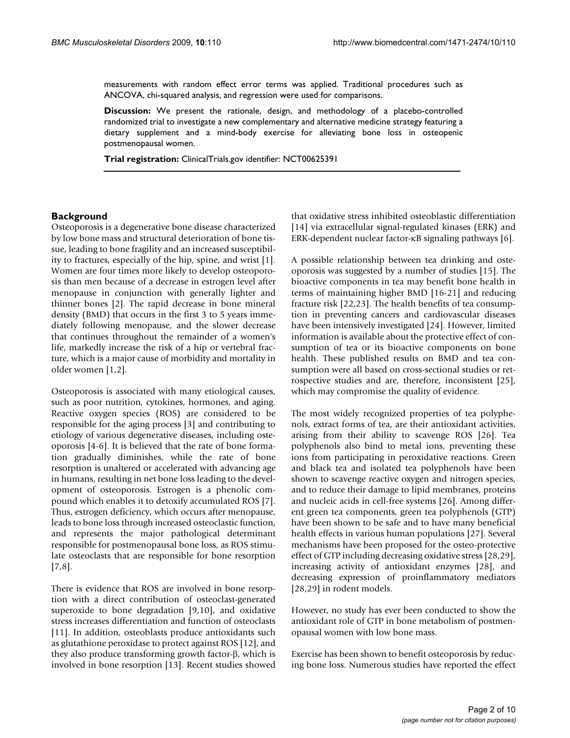measurements with random effect error terms was applied. Traditional procedures such as ANCOVA, chi-squared analysis, and regression were used for comparisons.

**Discussion:** We present the rationale, design, and methodology of a placebo-controlled randomized trial to investigate a new complementary and alternative medicine strategy featuring a dietary supplement and a mind-body exercise for alleviating bone loss in osteopenic postmenopausal women.

**Trial registration:** ClinicalTrials.gov identifier: NCT00625391

## Background

Osteoporosis is a degenerative bone disease characterized by low bone mass and structural deterioration of bone tissue, leading to bone fragility and an increased susceptibility to fractures, especially of the hip, spine, and wrist [1]. Women are four times more likely to develop osteoporosis than men because of a decrease in estrogen level after menopause in conjunction with generally lighter and thinner bones [2]. The rapid decrease in bone mineral density (BMD) that occurs in the first 3 to 5 years immediately following menopause, and the slower decrease that continues throughout the remainder of a women's life, markedly increase the risk of a hip or vertebral fracture, which is a major cause of morbidity and mortality in older women [1,2].

Osteoporosis is associated with many etiological causes, such as poor nutrition, cytokines, hormones, and aging. Reactive oxygen species (ROS) are considered to be responsible for the aging process [3] and contributing to etiology of various degenerative diseases, including osteoporosis [4-6]. It is believed that the rate of bone formation gradually diminishes, while the rate of bone resorption is unaltered or accelerated with advancing age in humans, resulting in net bone loss leading to the development of osteoporosis. Estrogen is a phenolic compound which enables it to detoxify accumulated ROS [7]. Thus, estrogen deficiency, which occurs after menopause, leads to bone loss through increased osteoclastic function, and represents the major pathological determinant responsible for postmenopausal bone loss, as ROS stimulate osteoclasts that are responsible for bone resorption [7,8].

There is evidence that ROS are involved in bone resorption with a direct contribution of osteoclast-generated superoxide to bone degradation [9,10], and oxidative stress increases differentiation and function of osteoclasts [11]. In addition, osteoblasts produce antioxidants such as glutathione peroxidase to protect against ROS [12], and they also produce transforming growth factor-β, which is involved in bone resorption [13]. Recent studies showed that oxidative stress inhibited osteoblastic differentiation [14] via extracellular signal-regulated kinases (ERK) and ERK-dependent nuclear factor-κB signaling pathways [6].

A possible relationship between tea drinking and osteoporosis was suggested by a number of studies [15]. The bioactive components in tea may benefit bone health in terms of maintaining higher BMD [16-21] and reducing fracture risk [22,23]. The health benefits of tea consumption in preventing cancers and cardiovascular diseases have been intensively investigated [24]. However, limited information is available about the protective effect of consumption of tea or its bioactive components on bone health. These published results on BMD and tea consumption were all based on cross-sectional studies or retrospective studies and are, therefore, inconsistent [25], which may compromise the quality of evidence.

The most widely recognized properties of tea polyphenols, extract forms of tea, are their antioxidant activities, arising from their ability to scavenge ROS [26]. Tea polyphenols also bind to metal ions, preventing these ions from participating in peroxidative reactions. Green and black tea and isolated tea polyphenols have been shown to scavenge reactive oxygen and nitrogen species, and to reduce their damage to lipid membranes, proteins and nucleic acids in cell-free systems [26]. Among different green tea components, green tea polyphenols (GTP) have been shown to be safe and to have many beneficial health effects in various human populations [27]. Several mechanisms have been proposed for the osteo-protective effect of GTP including decreasing oxidative stress [28,29], increasing activity of antioxidant enzymes [28], and decreasing expression of proinflammatory mediators [28,29] in rodent models.

However, no study has ever been conducted to show the antioxidant role of GTP in bone metabolism of postmenopausal women with low bone mass.

Exercise has been shown to benefit osteoporosis by reducing bone loss. Numerous studies have reported the effect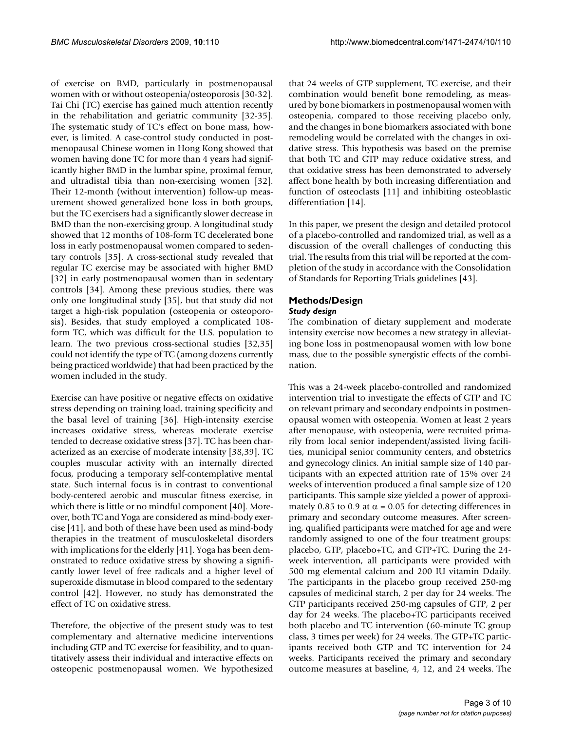of exercise on BMD, particularly in postmenopausal women with or without osteopenia/osteoporosis [30-32]. Tai Chi (TC) exercise has gained much attention recently in the rehabilitation and geriatric community [32-35]. The systematic study of TC's effect on bone mass, however, is limited. A case-control study conducted in postmenopausal Chinese women in Hong Kong showed that women having done TC for more than 4 years had significantly higher BMD in the lumbar spine, proximal femur, and ultradistal tibia than non-exercising women [32]. Their 12-month (without intervention) follow-up measurement showed generalized bone loss in both groups, but the TC exercisers had a significantly slower decrease in BMD than the non-exercising group. A longitudinal study showed that 12 months of 108-form TC decelerated bone loss in early postmenopausal women compared to sedentary controls [35]. A cross-sectional study revealed that regular TC exercise may be associated with higher BMD [32] in early postmenopausal women than in sedentary controls [34]. Among these previous studies, there was only one longitudinal study [35], but that study did not target a high-risk population (osteopenia or osteoporosis). Besides, that study employed a complicated 108-form TC, which was difficult for the U.S. population to learn. The two previous cross-sectional studies [32,35] could not identify the type of TC (among dozens currently being practiced worldwide) that had been practiced by the women included in the study.

Exercise can have positive or negative effects on oxidative stress depending on training load, training specificity and the basal level of training [36]. High-intensity exercise increases oxidative stress, whereas moderate exercise tended to decrease oxidative stress [37]. TC has been characterized as an exercise of moderate intensity [38,39]. TC couples muscular activity with an internally directed focus, producing a temporary self-contemplative mental state. Such internal focus is in contrast to conventional body-centered aerobic and muscular fitness exercise, in which there is little or no mindful component [40]. Moreover, both TC and Yoga are considered as mind-body exercise [41], and both of these have been used as mind-body therapies in the treatment of musculoskeletal disorders with implications for the elderly [41]. Yoga has been demonstrated to reduce oxidative stress by showing a significantly lower level of free radicals and a higher level of superoxide dismutase in blood compared to the sedentary control [42]. However, no study has demonstrated the effect of TC on oxidative stress.

Therefore, the objective of the present study was to test complementary and alternative medicine interventions including GTP and TC exercise for feasibility, and to quantitatively assess their individual and interactive effects on osteopenic postmenopausal women. We hypothesized that 24 weeks of GTP supplement, TC exercise, and their combination would benefit bone remodeling, as measured by bone biomarkers in postmenopausal women with osteopenia, compared to those receiving placebo only, and the changes in bone biomarkers associated with bone remodeling would be correlated with the changes in oxidative stress. This hypothesis was based on the premise that both TC and GTP may reduce oxidative stress, and that oxidative stress has been demonstrated to adversely affect bone health by both increasing differentiation and function of osteoclasts [11] and inhibiting osteoblastic differentiation [14].

In this paper, we present the design and detailed protocol of a placebo-controlled and randomized trial, as well as a discussion of the overall challenges of conducting this trial. The results from this trial will be reported at the completion of the study in accordance with the Consolidation of Standards for Reporting Trials guidelines [43].

## Methods/Design

### *Study design*

The combination of dietary supplement and moderate intensity exercise now becomes a new strategy in alleviating bone loss in postmenopausal women with low bone mass, due to the possible synergistic effects of the combination.

This was a 24-week placebo-controlled and randomized intervention trial to investigate the effects of GTP and TC on relevant primary and secondary endpoints in postmenopausal women with osteopenia. Women at least 2 years after menopause, with osteopenia, were recruited primarily from local senior independent/assisted living facilities, municipal senior community centers, and obstetrics and gynecology clinics. An initial sample size of 140 participants with an expected attrition rate of 15% over 24 weeks of intervention produced a final sample size of 120 participants. This sample size yielded a power of approximately 0.85 to 0.9 at $\alpha = 0.05$ for detecting differences in primary and secondary outcome measures. After screening, qualified participants were matched for age and were randomly assigned to one of the four treatment groups: placebo, GTP, placebo+TC, and GTP+TC. During the 24-week intervention, all participants were provided with 500 mg elemental calcium and 200 IU vitamin Ddaily. The participants in the placebo group received 250-mg capsules of medicinal starch, 2 per day for 24 weeks. The GTP participants received 250-mg capsules of GTP, 2 per day for 24 weeks. The placebo+TC participants received both placebo and TC intervention (60-minute TC group class, 3 times per week) for 24 weeks. The GTP+TC participants received both GTP and TC intervention for 24 weeks. Participants received the primary and secondary outcome measures at baseline, 4, 12, and 24 weeks. The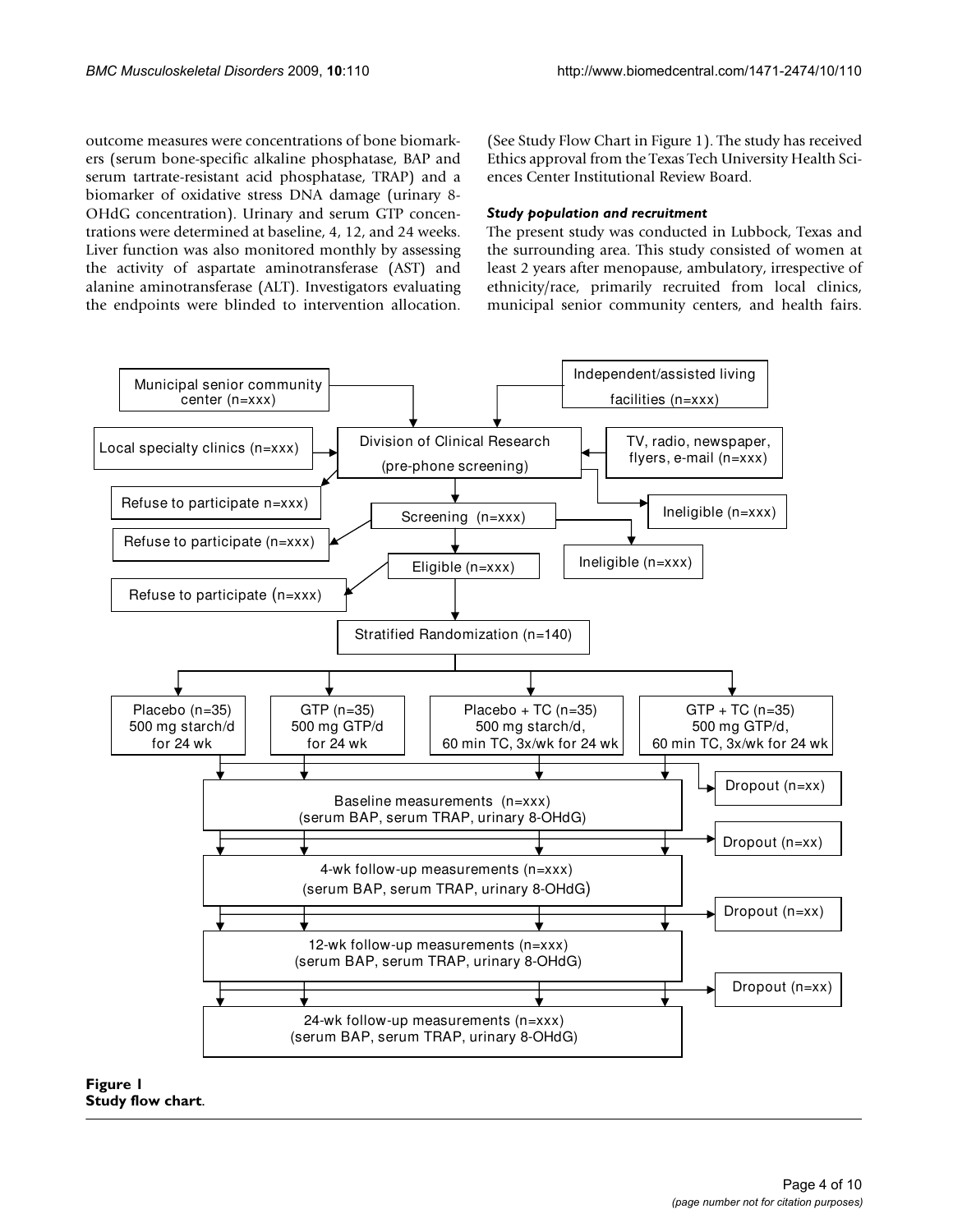outcome measures were concentrations of bone biomarkers (serum bone-specific alkaline phosphatase, BAP and serum tartrate-resistant acid phosphatase, TRAP) and a biomarker of oxidative stress DNA damage (urinary 8-OHdG concentration). Urinary and serum GTP concentrations were determined at baseline, 4, 12, and 24 weeks. Liver function was also monitored monthly by assessing the activity of aspartate aminotransferase (AST) and alanine aminotransferase (ALT). Investigators evaluating the endpoints were blinded to intervention allocation. (See Study Flow Chart in Figure 1). The study has received Ethics approval from the Texas Tech University Health Sciences Center Institutional Review Board.

### *Study population and recruitment*

The present study was conducted in Lubbock, Texas and the surrounding area. This study consisted of women at least 2 years after menopause, ambulatory, irrespective of ethnicity/race, primarily recruited from local clinics, municipal senior community centers, and health fairs.

**Figure 1**
**Study flow chart**.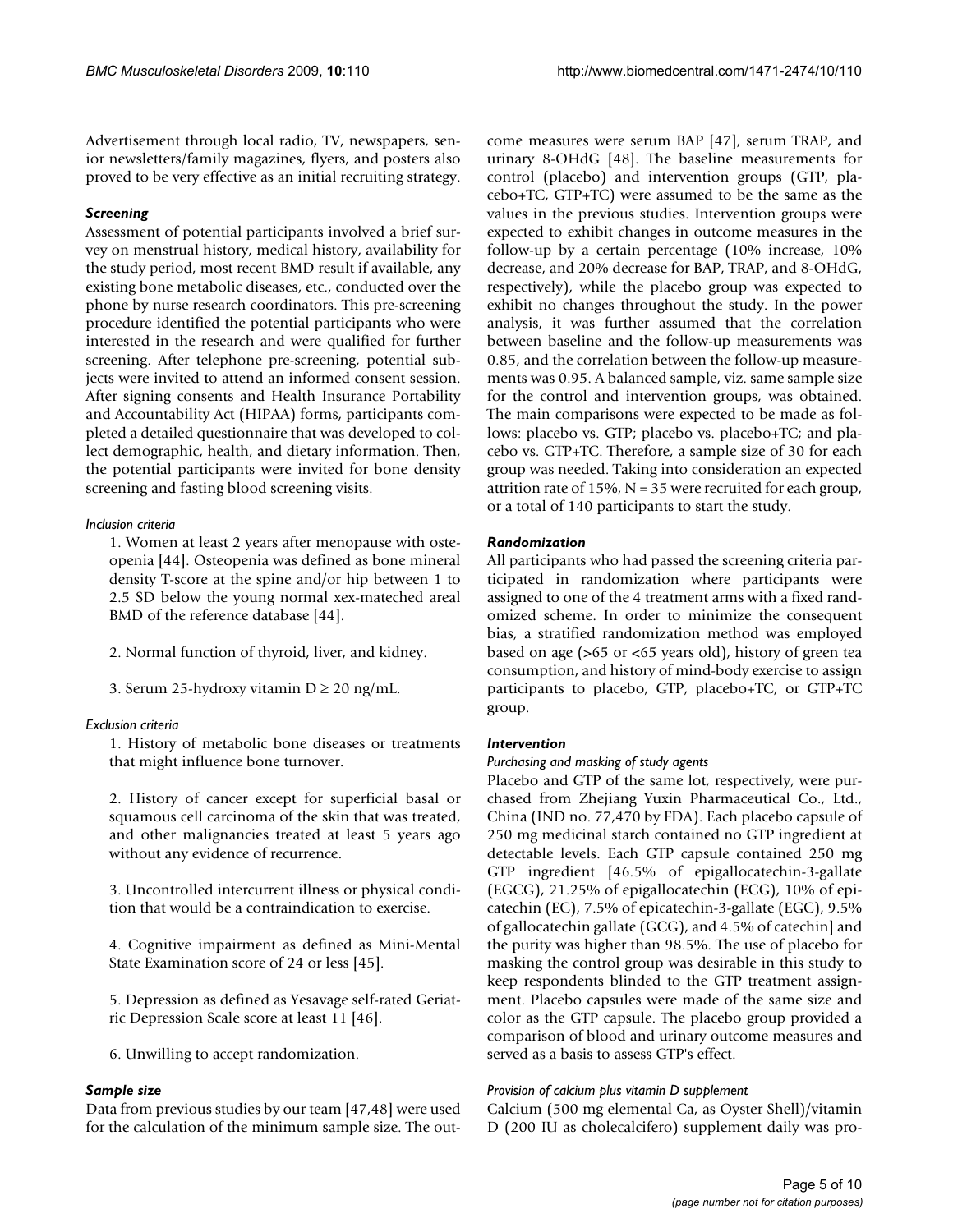Advertisement through local radio, TV, newspapers, senior newsletters/family magazines, flyers, and posters also proved to be very effective as an initial recruiting strategy.

### *Screening*

Assessment of potential participants involved a brief survey on menstrual history, medical history, availability for the study period, most recent BMD result if available, any existing bone metabolic diseases, etc., conducted over the phone by nurse research coordinators. This pre-screening procedure identified the potential participants who were interested in the research and were qualified for further screening. After telephone pre-screening, potential subjects were invited to attend an informed consent session. After signing consents and Health Insurance Portability and Accountability Act (HIPAA) forms, participants completed a detailed questionnaire that was developed to collect demographic, health, and dietary information. Then, the potential participants were invited for bone density screening and fasting blood screening visits.

#### *Inclusion criteria*

1. Women at least 2 years after menopause with osteopenia [44]. Osteopenia was defined as bone mineral density T-score at the spine and/or hip between 1 to 2.5 SD below the young normal xex-mateched areal BMD of the reference database [44].

2. Normal function of thyroid, liver, and kidney.

3. Serum 25-hydroxy vitamin D ≥ 20 ng/mL.

#### *Exclusion criteria*

1. History of metabolic bone diseases or treatments that might influence bone turnover.

2. History of cancer except for superficial basal or squamous cell carcinoma of the skin that was treated, and other malignancies treated at least 5 years ago without any evidence of recurrence.

3. Uncontrolled intercurrent illness or physical condition that would be a contraindication to exercise.

4. Cognitive impairment as defined as Mini-Mental State Examination score of 24 or less [45].

5. Depression as defined as Yesavage self-rated Geriatric Depression Scale score at least 11 [46].

6. Unwilling to accept randomization.

### *Sample size*

Data from previous studies by our team [47,48] were used for the calculation of the minimum sample size. The outcome measures were serum BAP [47], serum TRAP, and urinary 8-OHdG [48]. The baseline measurements for control (placebo) and intervention groups (GTP, placebo+TC, GTP+TC) were assumed to be the same as the values in the previous studies. Intervention groups were expected to exhibit changes in outcome measures in the follow-up by a certain percentage (10% increase, 10% decrease, and 20% decrease for BAP, TRAP, and 8-OHdG, respectively), while the placebo group was expected to exhibit no changes throughout the study. In the power analysis, it was further assumed that the correlation between baseline and the follow-up measurements was 0.85, and the correlation between the follow-up measurements was 0.95. A balanced sample, viz. same sample size for the control and intervention groups, was obtained. The main comparisons were expected to be made as follows: placebo vs. GTP; placebo vs. placebo+TC; and placebo vs. GTP+TC. Therefore, a sample size of 30 for each group was needed. Taking into consideration an expected attrition rate of 15%, N = 35 were recruited for each group, or a total of 140 participants to start the study.

### *Randomization*

All participants who had passed the screening criteria participated in randomization where participants were assigned to one of the 4 treatment arms with a fixed randomized scheme. In order to minimize the consequent bias, a stratified randomization method was employed based on age (>65 or <65 years old), history of green tea consumption, and history of mind-body exercise to assign participants to placebo, GTP, placebo+TC, or GTP+TC group.

### *Intervention*

#### *Purchasing and masking of study agents*

Placebo and GTP of the same lot, respectively, were purchased from Zhejiang Yuxin Pharmaceutical Co., Ltd., China (IND no. 77,470 by FDA). Each placebo capsule of 250 mg medicinal starch contained no GTP ingredient at detectable levels. Each GTP capsule contained 250 mg GTP ingredient [46.5% of epigallocatechin-3-gallate (EGCG), 21.25% of epigallocatechin (ECG), 10% of epicatechin (EC), 7.5% of epicatechin-3-gallate (EGC), 9.5% of gallocatechin gallate (GCG), and 4.5% of catechin] and the purity was higher than 98.5%. The use of placebo for masking the control group was desirable in this study to keep respondents blinded to the GTP treatment assignment. Placebo capsules were made of the same size and color as the GTP capsule. The placebo group provided a comparison of blood and urinary outcome measures and served as a basis to assess GTP's effect.

#### *Provision of calcium plus vitamin D supplement*

Calcium (500 mg elemental Ca, as Oyster Shell)/vitamin D (200 IU as cholecalcifero) supplement daily was pro-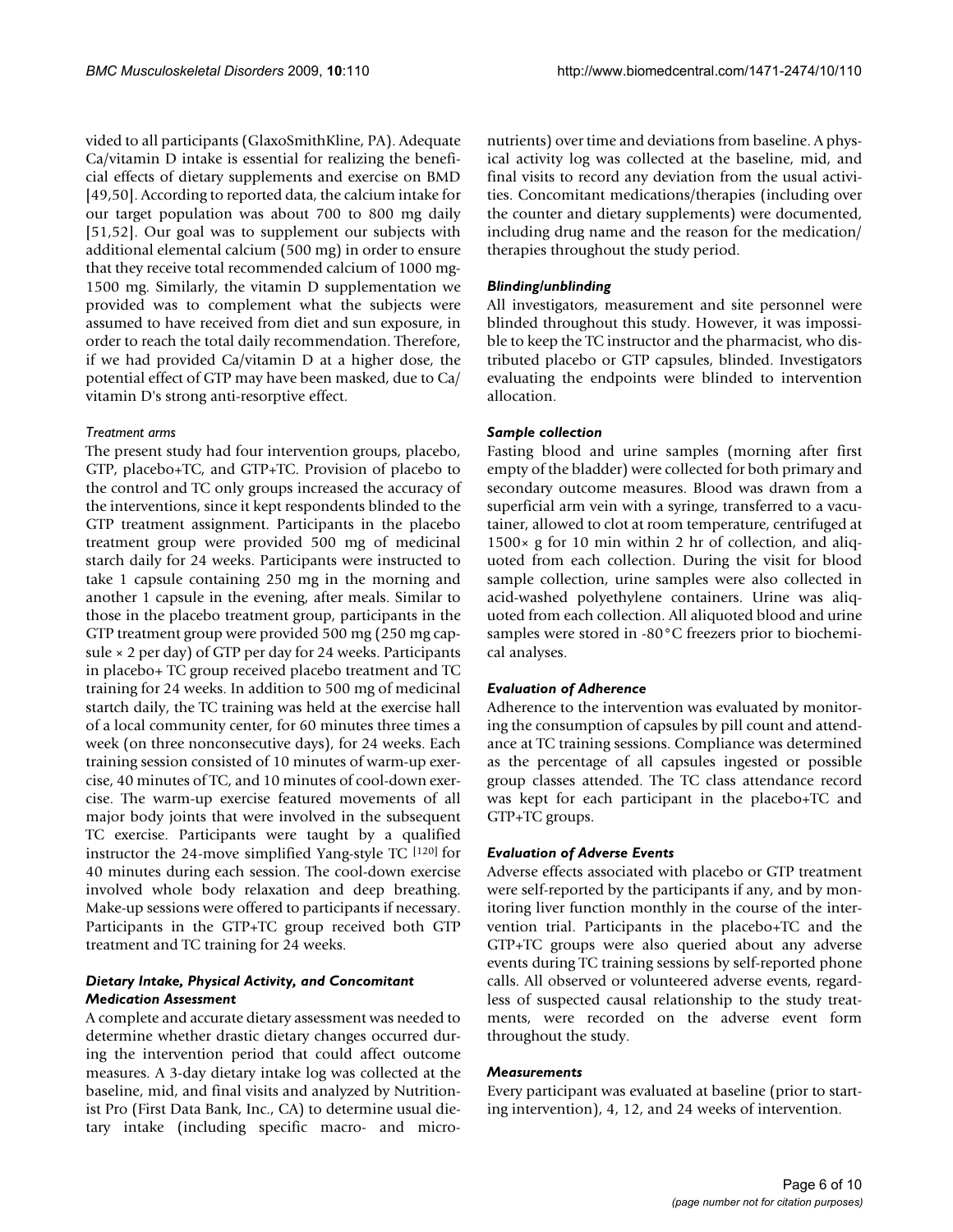vided to all participants (GlaxoSmithKline, PA). Adequate Ca/vitamin D intake is essential for realizing the beneficial effects of dietary supplements and exercise on BMD [49,50]. According to reported data, the calcium intake for our target population was about 700 to 800 mg daily [51,52]. Our goal was to supplement our subjects with additional elemental calcium (500 mg) in order to ensure that they receive total recommended calcium of 1000 mg-1500 mg. Similarly, the vitamin D supplementation we provided was to complement what the subjects were assumed to have received from diet and sun exposure, in order to reach the total daily recommendation. Therefore, if we had provided Ca/vitamin D at a higher dose, the potential effect of GTP may have been masked, due to Ca/vitamin D's strong anti-resorptive effect.

#### *Treatment arms*

The present study had four intervention groups, placebo, GTP, placebo+TC, and GTP+TC. Provision of placebo to the control and TC only groups increased the accuracy of the interventions, since it kept respondents blinded to the GTP treatment assignment. Participants in the placebo treatment group were provided 500 mg of medicinal starch daily for 24 weeks. Participants were instructed to take 1 capsule containing 250 mg in the morning and another 1 capsule in the evening, after meals. Similar to those in the placebo treatment group, participants in the GTP treatment group were provided 500 mg (250 mg capsule × 2 per day) of GTP per day for 24 weeks. Participants in placebo+ TC group received placebo treatment and TC training for 24 weeks. In addition to 500 mg of medicinal startch daily, the TC training was held at the exercise hall of a local community center, for 60 minutes three times a week (on three nonconsecutive days), for 24 weeks. Each training session consisted of 10 minutes of warm-up exercise, 40 minutes of TC, and 10 minutes of cool-down exercise. The warm-up exercise featured movements of all major body joints that were involved in the subsequent TC exercise. Participants were taught by a qualified instructor the 24-move simplified Yang-style TC [120] for 40 minutes during each session. The cool-down exercise involved whole body relaxation and deep breathing. Make-up sessions were offered to participants if necessary. Participants in the GTP+TC group received both GTP treatment and TC training for 24 weeks.

### *Dietary Intake, Physical Activity, and Concomitant Medication Assessment*

A complete and accurate dietary assessment was needed to determine whether drastic dietary changes occurred during the intervention period that could affect outcome measures. A 3-day dietary intake log was collected at the baseline, mid, and final visits and analyzed by Nutritionist Pro (First Data Bank, Inc., CA) to determine usual dietary intake (including specific macro- and micronutrients) over time and deviations from baseline. A physical activity log was collected at the baseline, mid, and final visits to record any deviation from the usual activities. Concomitant medications/therapies (including over the counter and dietary supplements) were documented, including drug name and the reason for the medication/therapies throughout the study period.

### *Blinding/unblinding*

All investigators, measurement and site personnel were blinded throughout this study. However, it was impossible to keep the TC instructor and the pharmacist, who distributed placebo or GTP capsules, blinded. Investigators evaluating the endpoints were blinded to intervention allocation.

### *Sample collection*

Fasting blood and urine samples (morning after first empty of the bladder) were collected for both primary and secondary outcome measures. Blood was drawn from a superficial arm vein with a syringe, transferred to a vacutainer, allowed to clot at room temperature, centrifuged at 1500× g for 10 min within 2 hr of collection, and aliquoted from each collection. During the visit for blood sample collection, urine samples were also collected in acid-washed polyethylene containers. Urine was aliquoted from each collection. All aliquoted blood and urine samples were stored in -80°C freezers prior to biochemical analyses.

### *Evaluation of Adherence*

Adherence to the intervention was evaluated by monitoring the consumption of capsules by pill count and attendance at TC training sessions. Compliance was determined as the percentage of all capsules ingested or possible group classes attended. The TC class attendance record was kept for each participant in the placebo+TC and GTP+TC groups.

### *Evaluation of Adverse Events*

Adverse effects associated with placebo or GTP treatment were self-reported by the participants if any, and by monitoring liver function monthly in the course of the intervention trial. Participants in the placebo+TC and the GTP+TC groups were also queried about any adverse events during TC training sessions by self-reported phone calls. All observed or volunteered adverse events, regardless of suspected causal relationship to the study treatments, were recorded on the adverse event form throughout the study.

### *Measurements*

Every participant was evaluated at baseline (prior to starting intervention), 4, 12, and 24 weeks of intervention.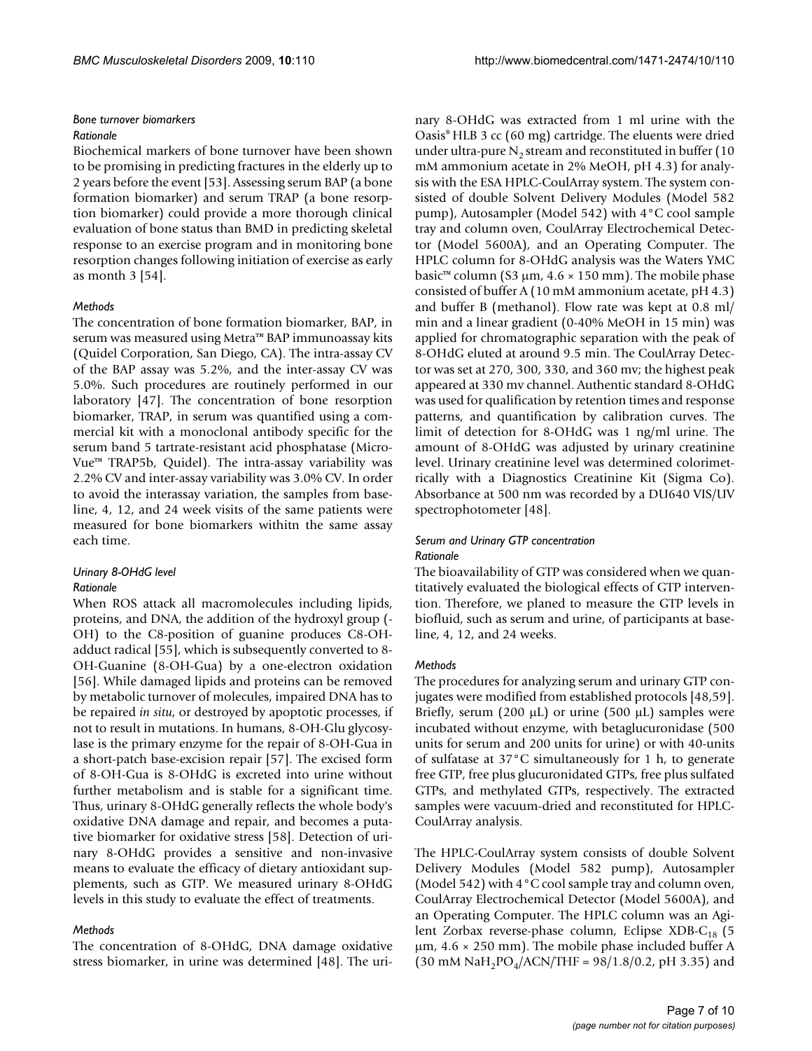#### *Bone turnover biomarkers*

##### *Rationale*

Biochemical markers of bone turnover have been shown to be promising in predicting fractures in the elderly up to 2 years before the event [53]. Assessing serum BAP (a bone formation biomarker) and serum TRAP (a bone resorption biomarker) could provide a more thorough clinical evaluation of bone status than BMD in predicting skeletal response to an exercise program and in monitoring bone resorption changes following initiation of exercise as early as month 3 [54].

##### *Methods*

The concentration of bone formation biomarker, BAP, in serum was measured using Metra™ BAP immunoassay kits (Quidel Corporation, San Diego, CA). The intra-assay CV of the BAP assay was 5.2%, and the inter-assay CV was 5.0%. Such procedures are routinely performed in our laboratory [47]. The concentration of bone resorption biomarker, TRAP, in serum was quantified using a commercial kit with a monoclonal antibody specific for the serum band 5 tartrate-resistant acid phosphatase (MicroVue™ TRAP5b, Quidel). The intra-assay variability was 2.2% CV and inter-assay variability was 3.0% CV. In order to avoid the interassay variation, the samples from baseline, 4, 12, and 24 week visits of the same patients were measured for bone biomarkers withitn the same assay each time.

#### *Urinary 8-OHdG level*

##### *Rationale*

When ROS attack all macromolecules including lipids, proteins, and DNA, the addition of the hydroxyl group (-OH) to the C8-position of guanine produces C8-OH-adduct radical [55], which is subsequently converted to 8-OH-Guanine (8-OH-Gua) by a one-electron oxidation [56]. While damaged lipids and proteins can be removed by metabolic turnover of molecules, impaired DNA has to be repaired *in situ*, or destroyed by apoptotic processes, if not to result in mutations. In humans, 8-OH-Glu glycosylase is the primary enzyme for the repair of 8-OH-Gua in a short-patch base-excision repair [57]. The excised form of 8-OH-Gua is 8-OHdG is excreted into urine without further metabolism and is stable for a significant time. Thus, urinary 8-OHdG generally reflects the whole body's oxidative DNA damage and repair, and becomes a putative biomarker for oxidative stress [58]. Detection of urinary 8-OHdG provides a sensitive and non-invasive means to evaluate the efficacy of dietary antioxidant supplements, such as GTP. We measured urinary 8-OHdG levels in this study to evaluate the effect of treatments.

##### *Methods*

The concentration of 8-OHdG, DNA damage oxidative stress biomarker, in urine was determined [48]. The urinary 8-OHdG was extracted from 1 ml urine with the Oasis® HLB 3 cc (60 mg) cartridge. The eluents were dried under ultra-pure $N_2$ stream and reconstituted in buffer (10 mM ammonium acetate in 2% MeOH, pH 4.3) for analysis with the ESA HPLC-CoulArray system. The system consisted of double Solvent Delivery Modules (Model 582 pump), Autosampler (Model 542) with 4°C cool sample tray and column oven, CoulArray Electrochemical Detector (Model 5600A), and an Operating Computer. The HPLC column for 8-OHdG analysis was the Waters YMC basic™ column (S3 μm, 4.6 × 150 mm). The mobile phase consisted of buffer A (10 mM ammonium acetate, pH 4.3) and buffer B (methanol). Flow rate was kept at 0.8 ml/min and a linear gradient (0-40% MeOH in 15 min) was applied for chromatographic separation with the peak of 8-OHdG eluted at around 9.5 min. The CoulArray Detector was set at 270, 300, 330, and 360 mv; the highest peak appeared at 330 mv channel. Authentic standard 8-OHdG was used for qualification by retention times and response patterns, and quantification by calibration curves. The limit of detection for 8-OHdG was 1 ng/ml urine. The amount of 8-OHdG was adjusted by urinary creatinine level. Urinary creatinine level was determined colorimetrically with a Diagnostics Creatinine Kit (Sigma Co). Absorbance at 500 nm was recorded by a DU640 VIS/UV spectrophotometer [48].

#### *Serum and Urinary GTP concentration*

##### *Rationale*

The bioavailability of GTP was considered when we quantitatively evaluated the biological effects of GTP intervention. Therefore, we planed to measure the GTP levels in biofluid, such as serum and urine, of participants at baseline, 4, 12, and 24 weeks.

##### *Methods*

The procedures for analyzing serum and urinary GTP conjugates were modified from established protocols [48,59]. Briefly, serum (200 μL) or urine (500 μL) samples were incubated without enzyme, with betaglucuronidase (500 units for serum and 200 units for urine) or with 40-units of sulfatase at 37°C simultaneously for 1 h, to generate free GTP, free plus glucuronidated GTPs, free plus sulfated GTPs, and methylated GTPs, respectively. The extracted samples were vacuum-dried and reconstituted for HPLC-CoulArray analysis.

The HPLC-CoulArray system consists of double Solvent Delivery Modules (Model 582 pump), Autosampler (Model 542) with 4°C cool sample tray and column oven, CoulArray Electrochemical Detector (Model 5600A), and an Operating Computer. The HPLC column was an Agilent Zorbax reverse-phase column, Eclipse XDB-$C_{18}$ (5 μm, 4.6 × 250 mm). The mobile phase included buffer A (30 mM $NaH_2PO_4$/ACN/THF = 98/1.8/0.2, pH 3.35) and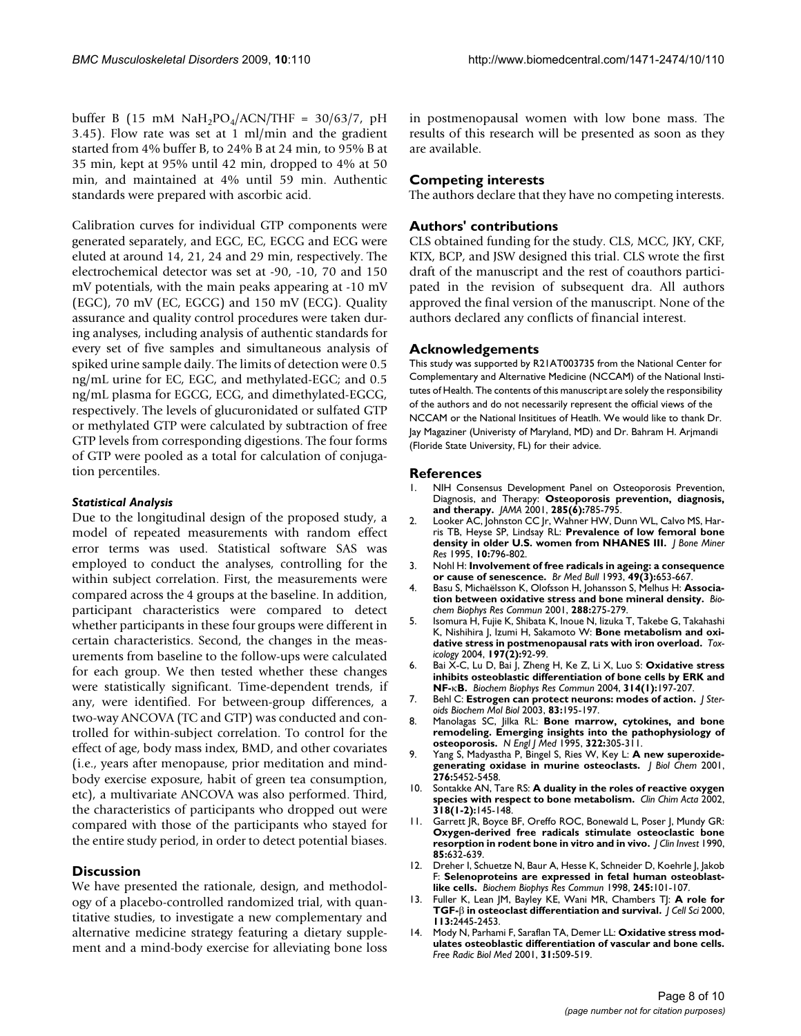buffer B (15 mM $NaH_2PO_4$/ACN/THF = 30/63/7, pH 3.45). Flow rate was set at 1 ml/min and the gradient started from 4% buffer B, to 24% B at 24 min, to 95% B at 35 min, kept at 95% until 42 min, dropped to 4% at 50 min, and maintained at 4% until 59 min. Authentic standards were prepared with ascorbic acid.

Calibration curves for individual GTP components were generated separately, and EGC, EC, EGCG and ECG were eluted at around 14, 21, 24 and 29 min, respectively. The electrochemical detector was set at -90, -10, 70 and 150 mV potentials, with the main peaks appearing at -10 mV (EGC), 70 mV (EC, EGCG) and 150 mV (ECG). Quality assurance and quality control procedures were taken during analyses, including analysis of authentic standards for every set of five samples and simultaneous analysis of spiked urine sample daily. The limits of detection were 0.5 ng/mL urine for EC, EGC, and methylated-EGC; and 0.5 ng/mL plasma for EGCG, ECG, and dimethylated-EGCG, respectively. The levels of glucuronidated or sulfated GTP or methylated GTP were calculated by subtraction of free GTP levels from corresponding digestions. The four forms of GTP were pooled as a total for calculation of conjugation percentiles.

#### *Statistical Analysis*

Due to the longitudinal design of the proposed study, a model of repeated measurements with random effect error terms was used. Statistical software SAS was employed to conduct the analyses, controlling for the within subject correlation. First, the measurements were compared across the 4 groups at the baseline. In addition, participant characteristics were compared to detect whether participants in these four groups were different in certain characteristics. Second, the changes in the measurements from baseline to the follow-ups were calculated for each group. We then tested whether these changes were statistically significant. Time-dependent trends, if any, were identified. For between-group differences, a two-way ANCOVA (TC and GTP) was conducted and controlled for within-subject correlation. To control for the effect of age, body mass index, BMD, and other covariates (i.e., years after menopause, prior meditation and mind-body exercise exposure, habit of green tea consumption, etc), a multivariate ANCOVA was also performed. Third, the characteristics of participants who dropped out were compared with those of the participants who stayed for the entire study period, in order to detect potential biases.

## Discussion

We have presented the rationale, design, and methodology of a placebo-controlled randomized trial, with quantitative studies, to investigate a new complementary and alternative medicine strategy featuring a dietary supplement and a mind-body exercise for alleviating bone loss in postmenopausal women with low bone mass. The results of this research will be presented as soon as they are available.

## Competing interests

The authors declare that they have no competing interests.

## Authors' contributions

CLS obtained funding for the study. CLS, MCC, JKY, CKF, KTX, BCP, and JSW designed this trial. CLS wrote the first draft of the manuscript and the rest of coauthors participated in the revision of subsequent dra. All authors approved the final version of the manuscript. None of the authors declared any conflicts of financial interest.

## Acknowledgements

This study was supported by R21AT003735 from the National Center for Complementary and Alternative Medicine (NCCAM) of the National Institutes of Health. The contents of this manuscript are solely the responsibility of the authors and do not necessarily represent the official views of the NCCAM or the National Insititues of Heatlh. We would like to thank Dr. Jay Magaziner (Univeristy of Maryland, MD) and Dr. Bahram H. Arjmandi (Floride State University, FL) for their advice.

## References

1. NIH Consensus Development Panel on Osteoporosis Prevention, Diagnosis, and Therapy: **Osteoporosis prevention, diagnosis, and therapy.** *JAMA* 2001, **285(6)**:785-795.
2. Looker AC, Johnston CC Jr, Wahner HW, Dunn WL, Calvo MS, Harris TB, Heyse SP, Lindsay RL: **Prevalence of low femoral bone density in older U.S. women from NHANES III.** *J Bone Miner Res* 1995, **10**:796-802.
3. Nohl H: **Involvement of free radicals in ageing: a consequence or cause of senescence.** *Br Med Bull* 1993, **49(3)**:653-667.
4. Basu S, Michaëlsson K, Olofsson H, Johansson S, Melhus H: **Association between oxidative stress and bone mineral density.** *Biochem Biophys Res Commun* 2001, **288**:275-279.
5. Isomura H, Fujie K, Shibata K, Inoue N, Iizuka T, Takebe G, Takahashi K, Nishihira J, Izumi H, Sakamoto W: **Bone metabolism and oxidative stress in postmenopausal rats with iron overload.** *Toxicology* 2004, **197(2)**:92-99.
6. Bai X-C, Lu D, Bai J, Zheng H, Ke Z, Li X, Luo S: **Oxidative stress inhibits osteoblastic differentiation of bone cells by ERK and NF-κB.** *Biochem Biophys Res Commun* 2004, **314(1)**:197-207.
7. Behl C: **Estrogen can protect neurons: modes of action.** *J Steroids Biochem Mol Biol* 2003, **83**:195-197.
8. Manolagas SC, Jilka RL: **Bone marrow, cytokines, and bone remodeling. Emerging insights into the pathophysiology of osteoporosis.** *N Engl J Med* 1995, **322**:305-311.
9. Yang S, Madyastha P, Bingel S, Ries W, Key L: **A new superoxide-generating oxidase in murine osteoclasts.** *J Biol Chem* 2001, **276**:5452-5458.
10. Sontakke AN, Tare RS: **A duality in the roles of reactive oxygen species with respect to bone metabolism.** *Clin Chim Acta* 2002, **318(1-2)**:145-148.
11. Garrett JR, Boyce BF, Oreffo ROC, Bonewald L, Poser J, Mundy GR: **Oxygen-derived free radicals stimulate osteoclastic bone resorption in rodent bone in vitro and in vivo.** *J Clin Invest* 1990, **85**:632-639.
12. Dreher I, Schuetze N, Baur A, Hesse K, Schneider D, Koehrle J, Jakob F: **Selenoproteins are expressed in fetal human osteoblast-like cells.** *Biochem Biophys Res Commun* 1998, **245**:101-107.
13. Fuller K, Lean JM, Bayley KE, Wani MR, Chambers TJ: **A role for TGF-β in osteoclast differentiation and survival.** *J Cell Sci* 2000, **113**:2445-2453.
14. Mody N, Parhami F, Saraflan TA, Demer LL: **Oxidative stress modulates osteoblastic differentiation of vascular and bone cells.** *Free Radic Biol Med* 2001, **31**:509-519.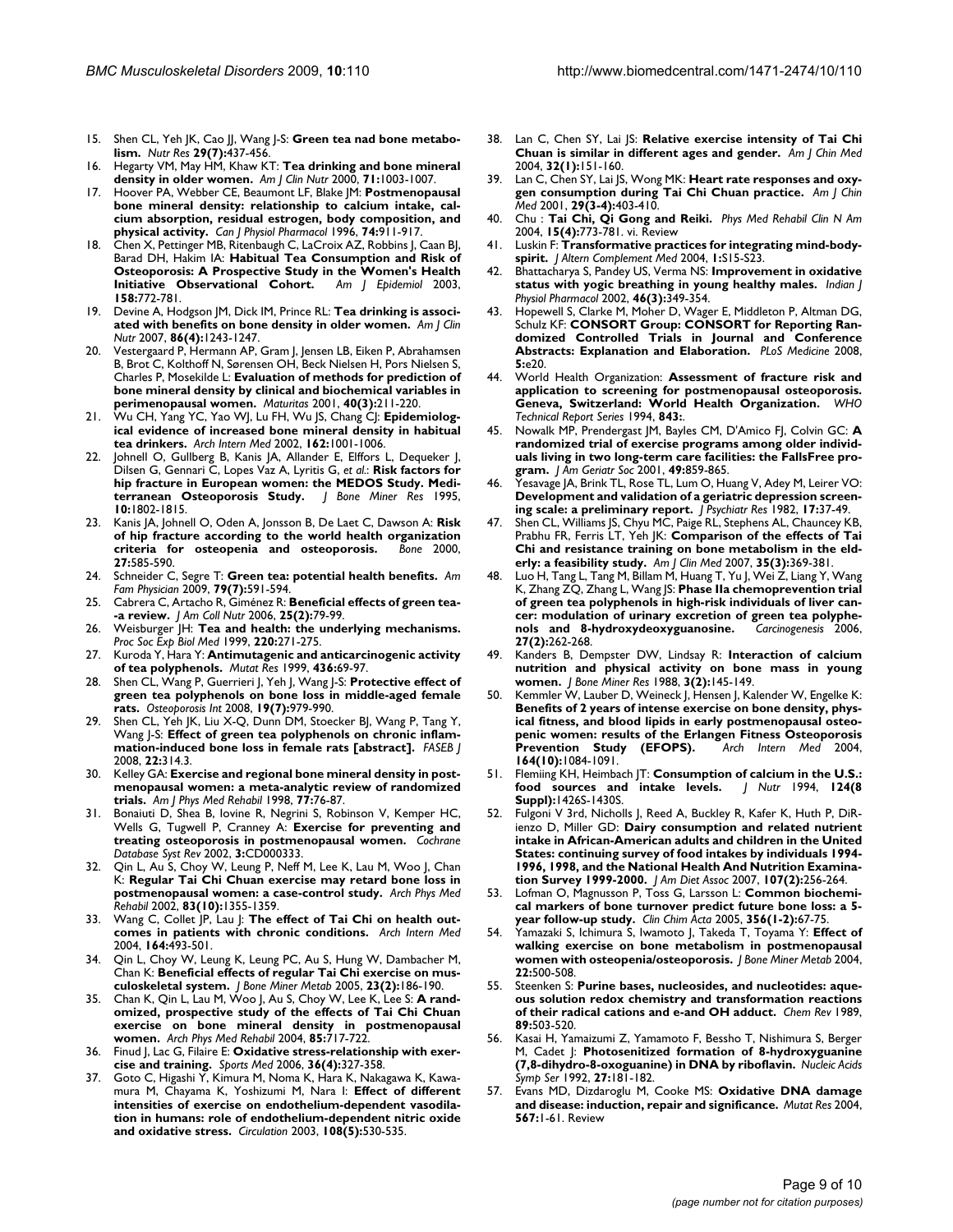15. Shen CL, Yeh JK, Cao JJ, Wang J-S: **Green tea nad bone metabolism.** *Nutr Res* **29(7)**:437-456.
16. Hegarty VM, May HM, Khaw KT: **Tea drinking and bone mineral density in older women.** *Am J Clin Nutr* 2000, **71**:1003-1007.
17. Hoover PA, Webber CE, Beaumont LF, Blake JM: **Postmenopausal bone mineral density: relationship to calcium intake, calcium absorption, residual estrogen, body composition, and physical activity.** *Can J Physiol Pharmacol* 1996, **74**:911-917.
18. Chen X, Pettinger MB, Ritenbaugh C, LaCroix AZ, Robbins J, Caan BJ, Barad DH, Hakim IA: **Habitual Tea Consumption and Risk of Osteoporosis: A Prospective Study in the Women's Health Initiative Observational Cohort.** *Am J Epidemiol* 2003, **158**:772-781.
19. Devine A, Hodgson JM, Dick IM, Prince RL: **Tea drinking is associated with benefits on bone density in older women.** *Am J Clin Nutr* 2007, **86(4)**:1243-1247.
20. Vestergaard P, Hermann AP, Gram J, Jensen LB, Eiken P, Abrahamsen B, Brot C, Kolthoff N, Sørensen OH, Beck Nielsen H, Pors Nielsen S, Charles P, Mosekilde L: **Evaluation of methods for prediction of bone mineral density by clinical and biochemical variables in perimenopausal women.** *Maturitas* 2001, **40(3)**:211-220.
21. Wu CH, Yang YC, Yao WJ, Lu FH, Wu JS, Chang CJ: **Epidemiological evidence of increased bone mineral density in habitual tea drinkers.** *Arch Intern Med* 2002, **162**:1001-1006.
22. Johnell O, Gullberg B, Kanis JA, Allander E, Elffors L, Dequeker J, Dilsen G, Gennari C, Lopes Vaz A, Lyritis G, *et al.*: **Risk factors for hip fracture in European women: the MEDOS Study. Mediterranean Osteoporosis Study.** *J Bone Miner Res* 1995, **10**:1802-1815.
23. Kanis JA, Johnell O, Oden A, Jonsson B, De Laet C, Dawson A: **Risk of hip fracture according to the world health organization criteria for osteopenia and osteoporosis.** *Bone* 2000, **27**:585-590.
24. Schneider C, Segre T: **Green tea: potential health benefits.** *Am Fam Physician* 2009, **79(7)**:591-594.
25. Cabrera C, Artacho R, Giménez R: **Beneficial effects of green tea--a review.** *J Am Coll Nutr* 2006, **25(2)**:79-99.
26. Weisburger JH: **Tea and health: the underlying mechanisms.** *Proc Soc Exp Biol Med* 1999, **220**:271-275.
27. Kuroda Y, Hara Y: **Antimutagenic and anticarcinogenic activity of tea polyphenols.** *Mutat Res* 1999, **436**:69-97.
28. Shen CL, Wang P, Guerrieri J, Yeh J, Wang J-S: **Protective effect of green tea polyphenols on bone loss in middle-aged female rats.** *Osteoporosis Int* 2008, **19(7)**:979-990.
29. Shen CL, Yeh JK, Liu X-Q, Dunn DM, Stoecker BJ, Wang P, Tang Y, Wang J-S: **Effect of green tea polyphenols on chronic inflammation-induced bone loss in female rats [abstract].** *FASEB J* 2008, **22**:314.3.
30. Kelley GA: **Exercise and regional bone mineral density in postmenopausal women: a meta-analytic review of randomized trials.** *Am J Phys Med Rehabil* 1998, **77**:76-87.
31. Bonaiuti D, Shea B, Iovine R, Negrini S, Robinson V, Kemper HC, Wells G, Tugwell P, Cranney A: **Exercise for preventing and treating osteoporosis in postmenopausal women.** *Cochrane Database Syst Rev* 2002, **3**:CD000333.
32. Qin L, Au S, Choy W, Leung P, Neff M, Lee K, Lau M, Woo J, Chan K: **Regular Tai Chi Chuan exercise may retard bone loss in postmenopausal women: a case-control study.** *Arch Phys Med Rehabil* 2002, **83(10)**:1355-1359.
33. Wang C, Collet JP, Lau J: **The effect of Tai Chi on health outcomes in patients with chronic conditions.** *Arch Intern Med* 2004, **164**:493-501.
34. Qin L, Choy W, Leung K, Leung PC, Au S, Hung W, Dambacher M, Chan K: **Beneficial effects of regular Tai Chi exercise on musculoskeletal system.** *J Bone Miner Metab* 2005, **23(2)**:186-190.
35. Chan K, Qin L, Lau M, Woo J, Au S, Choy W, Lee K, Lee S: **A randomized, prospective study of the effects of Tai Chi Chuan exercise on bone mineral density in postmenopausal women.** *Arch Phys Med Rehabil* 2004, **85**:717-722.
36. Finud J, Lac G, Filaire E: **Oxidative stress-relationship with exercise and training.** *Sports Med* 2006, **36(4)**:327-358.
37. Goto C, Higashi Y, Kimura M, Noma K, Hara K, Nakagawa K, Kawamura M, Chayama K, Yoshizumi M, Nara I: **Effect of different intensities of exercise on endothelium-dependent vasodilation in humans: role of endothelium-dependent nitric oxide and oxidative stress.** *Circulation* 2003, **108(5)**:530-535.
38. Lan C, Chen SY, Lai JS: **Relative exercise intensity of Tai Chi Chuan is similar in different ages and gender.** *Am J Chin Med* 2004, **32(1)**:151-160.
39. Lan C, Chen SY, Lai JS, Wong MK: **Heart rate responses and oxygen consumption during Tai Chi Chuan practice.** *Am J Chin Med* 2001, **29(3-4)**:403-410.
40. Chu : **Tai Chi, Qi Gong and Reiki.** *Phys Med Rehabil Clin N Am* 2004, **15(4)**:773-781. vi. Review
41. Luskin F: **Transformative practices for integrating mind-body-spirit.** *J Altern Complement Med* 2004, **1**:S15-S23.
42. Bhattacharya S, Pandey US, Verma NS: **Improvement in oxidative status with yogic breathing in young healthy males.** *Indian J Physiol Pharmacol* 2002, **46(3)**:349-354.
43. Hopewell S, Clarke M, Moher D, Wager E, Middleton P, Altman DG, Schulz KF: **CONSORT Group: CONSORT for Reporting Randomized Controlled Trials in Journal and Conference Abstracts: Explanation and Elaboration.** *PLoS Medicine* 2008, **5**:e20.
44. World Health Organization: **Assessment of fracture risk and application to screening for postmenopausal osteoporosis. Geneva, Switzerland: World Health Organization.** *WHO Technical Report Series* 1994, **843**:.
45. Nowalk MP, Prendergast JM, Bayles CM, D'Amico FJ, Colvin GC: **A randomized trial of exercise programs among older individuals living in two long-term care facilities: the FallsFree program.** *J Am Geriatr Soc* 2001, **49**:859-865.
46. Yesavage JA, Brink TL, Rose TL, Lum O, Huang V, Adey M, Leirer VO: **Development and validation of a geriatric depression screening scale: a preliminary report.** *J Psychiatr Res* 1982, **17**:37-49.
47. Shen CL, Williams JS, Chyu MC, Paige RL, Stephens AL, Chauncey KB, Prabhu FR, Ferris LT, Yeh JK: **Comparison of the effects of Tai Chi and resistance training on bone metabolism in the elderly: a feasibility study.** *Am J Clin Med* 2007, **35(3)**:369-381.
48. Luo H, Tang L, Tang M, Billam M, Huang T, Yu J, Wei Z, Liang Y, Wang K, Zhang ZQ, Zhang L, Wang JS: **Phase IIa chemoprevention trial of green tea polyphenols in high-risk individuals of liver cancer: modulation of urinary excretion of green tea polyphenols and 8-hydroxydeoxyguanosine.** *Carcinogenesis* 2006, **27(2)**:262-268.
49. Kanders B, Dempster DW, Lindsay R: **Interaction of calcium nutrition and physical activity on bone mass in young women.** *J Bone Miner Res* 1988, **3(2)**:145-149.
50. Kemmler W, Lauber D, Weineck J, Hensen J, Kalender W, Engelke K: **Benefits of 2 years of intense exercise on bone density, physical fitness, and blood lipids in early postmenopausal osteopenic women: results of the Erlangen Fitness Osteoporosis Prevention Study (EFOPS).** *Arch Intern Med* 2004, **164(10)**:1084-1091.
51. Flemiing KH, Heimbach JT: **Consumption of calcium in the U.S.: food sources and intake levels.** *J Nutr* 1994, **124(8 Suppl)**:1426S-1430S.
52. Fulgoni V 3rd, Nicholls J, Reed A, Buckley R, Kafer K, Huth P, DiRienzo D, Miller GD: **Dairy consumption and related nutrient intake in African-American adults and children in the United States: continuing survey of food intakes by individuals 1994-1996, 1998, and the National Health And Nutrition Examination Survey 1999-2000.** *J Am Diet Assoc* 2007, **107(2)**:256-264.
53. Lofman O, Magnusson P, Toss G, Larsson L: **Common biochemical markers of bone turnover predict future bone loss: a 5-year follow-up study.** *Clin Chim Acta* 2005, **356(1-2)**:67-75.
54. Yamazaki S, Ichimura S, Iwamoto J, Takeda T, Toyama Y: **Effect of walking exercise on bone metabolism in postmenopausal women with osteopenia/osteoporosis.** *J Bone Miner Metab* 2004, **22**:500-508.
55. Steenken S: **Purine bases, nucleosides, and nucleotides: aqueous solution redox chemistry and transformation reactions of their radical cations and e-and OH adduct.** *Chem Rev* 1989, **89**:503-520.
56. Kasai H, Yamaizumi Z, Yamamoto F, Bessho T, Nishimura S, Berger M, Cadet J: **Photosenitized formation of 8-hydroxyguanine (7,8-dihydro-8-oxoguanine) in DNA by riboflavin.** *Nucleic Acids Symp Ser* 1992, **27**:181-182.
57. Evans MD, Dizdaroglu M, Cooke MS: **Oxidative DNA damage and disease: induction, repair and significance.** *Mutat Res* 2004, **567**:1-61. Review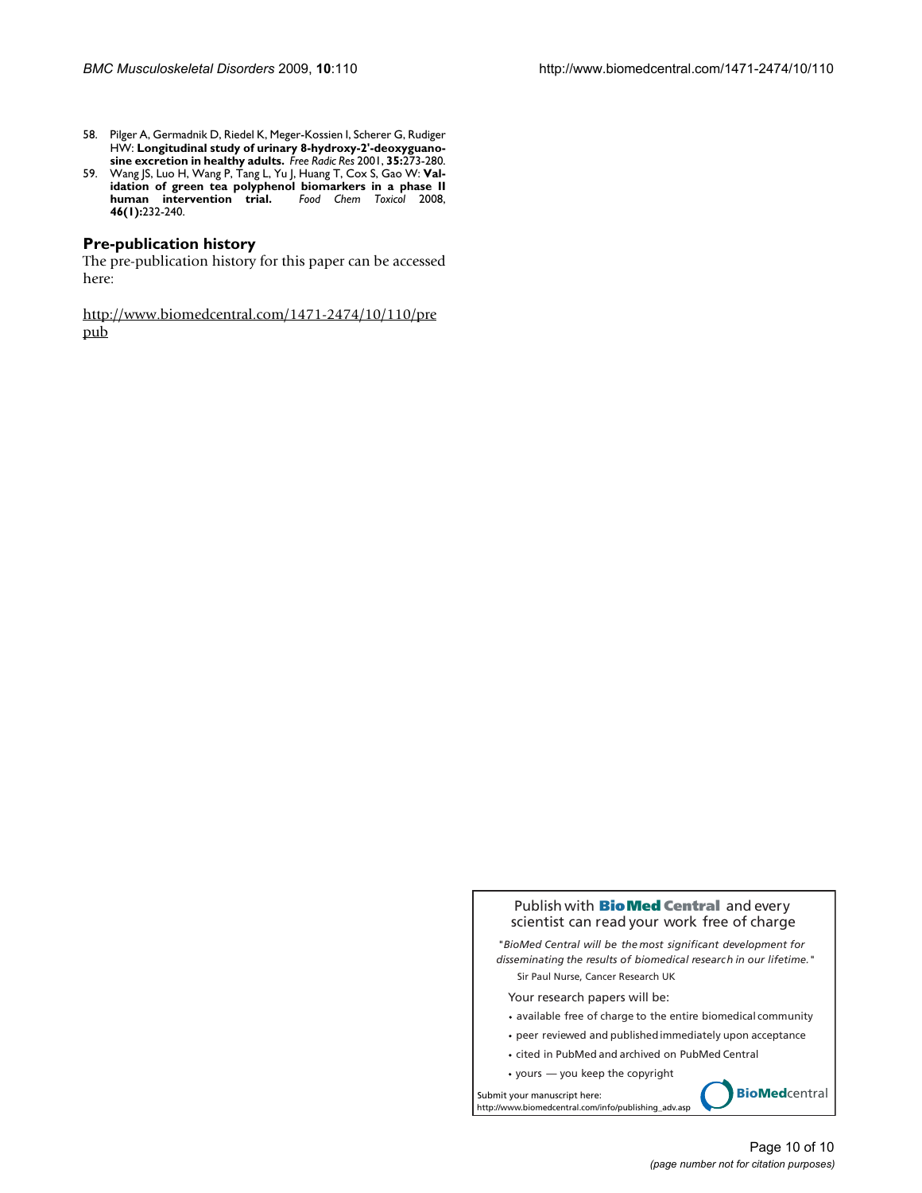58. Pilger A, Germadnik D, Riedel K, Meger-Kossien I, Scherer G, Rudiger HW: **Longitudinal study of urinary 8-hydroxy-2'-deoxyguanosine excretion in healthy adults.** *Free Radic Res* 2001, **35:**273-280.
59. Wang JS, Luo H, Wang P, Tang L, Yu J, Huang T, Cox S, Gao W: **Validation of green tea polyphenol biomarkers in a phase II human intervention trial.** *Food Chem Toxicol* 2008, **46(1):**232-240.

## Pre-publication history

The pre-publication history for this paper can be accessed here:

http://www.biomedcentral.com/1471-2474/10/110/prepub

Publish with **BioMed Central** and every scientist can read your work free of charge

*"BioMed Central will be the most significant development for disseminating the results of biomedical research in our lifetime."*

Sir Paul Nurse, Cancer Research UK

Your research papers will be:

- available free of charge to the entire biomedical community
- peer reviewed and published immediately upon acceptance
- cited in PubMed and archived on PubMed Central
- yours — you keep the copyright

Submit your manuscript here:
http://www.biomedcentral.com/info/publishing_adv.asp

**BioMed**central